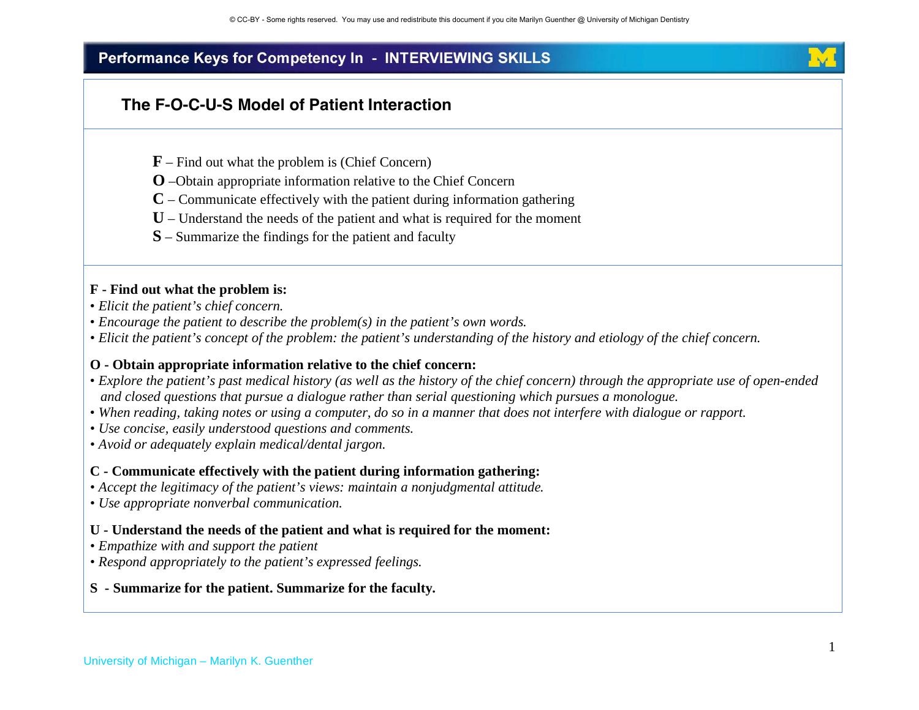© CC-BY - Some rights reserved. You may use and redistribute this document if you cite Marilyn Guenther @ University of Michigan Dentistry

# Performance Keys for Competency In - INTERVIEWING SKILLS

## The F-O-C-U-S Model of Patient Interaction

**F** – Find out what the problem is (Chief Concern)
**O** –Obtain appropriate information relative to the Chief Concern
**C** – Communicate effectively with the patient during information gathering
**U** – Understand the needs of the patient and what is required for the moment
**S** – Summarize the findings for the patient and faculty

**F - Find out what the problem is:**

- *Elicit the patient's chief concern.*
- *Encourage the patient to describe the problem(s) in the patient's own words.*
- *Elicit the patient's concept of the problem: the patient's understanding of the history and etiology of the chief concern.*

**O - Obtain appropriate information relative to the chief concern:**

- *Explore the patient's past medical history (as well as the history of the chief concern) through the appropriate use of open-ended and closed questions that pursue a dialogue rather than serial questioning which pursues a monologue.*
- *When reading, taking notes or using a computer, do so in a manner that does not interfere with dialogue or rapport.*
- *Use concise, easily understood questions and comments.*
- *Avoid or adequately explain medical/dental jargon.*

**C - Communicate effectively with the patient during information gathering:**

- *Accept the legitimacy of the patient's views: maintain a nonjudgmental attitude.*
- *Use appropriate nonverbal communication.*

**U - Understand the needs of the patient and what is required for the moment:**

- *Empathize with and support the patient*
- *Respond appropriately to the patient's expressed feelings.*

**S - Summarize for the patient. Summarize for the faculty.**

University of Michigan – Marilyn K. Guenther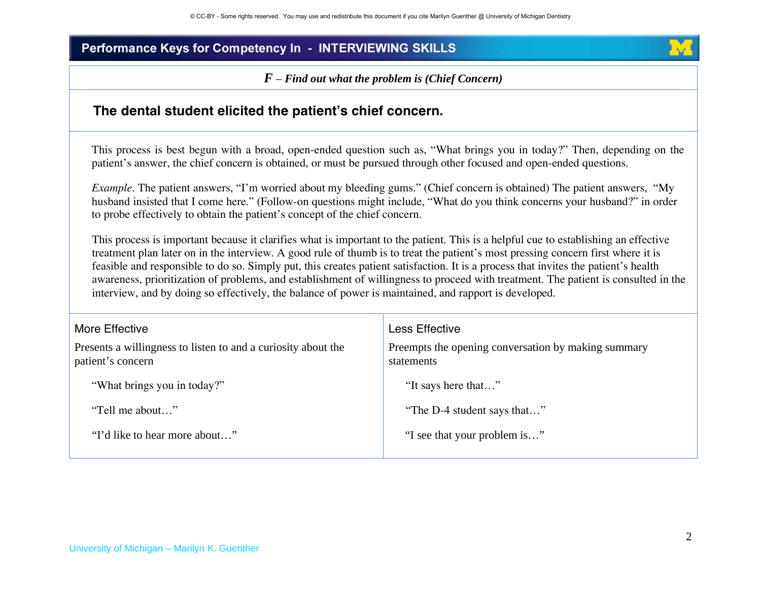## Performance Keys for Competency In - INTERVIEWING SKILLS

***F** – Find out what the problem is (Chief Concern)*

### The dental student elicited the patient's chief concern.

This process is best begun with a broad, open-ended question such as, "What brings you in today?" Then, depending on the patient's answer, the chief concern is obtained, or must be pursued through other focused and open-ended questions.

*Example*. The patient answers, "I'm worried about my bleeding gums." (Chief concern is obtained) The patient answers, "My husband insisted that I come here." (Follow-on questions might include, "What do you think concerns your husband?" in order to probe effectively to obtain the patient's concept of the chief concern.

This process is important because it clarifies what is important to the patient. This is a helpful cue to establishing an effective treatment plan later on in the interview. A good rule of thumb is to treat the patient's most pressing concern first where it is feasible and responsible to do so. Simply put, this creates patient satisfaction. It is a process that invites the patient's health awareness, prioritization of problems, and establishment of willingness to proceed with treatment. The patient is consulted in the interview, and by doing so effectively, the balance of power is maintained, and rapport is developed.

| More Effective | Less Effective |
| --- | --- |
| Presents a willingness to listen to and a curiosity about the patient's concern | Preempts the opening conversation by making summary statements |
| "What brings you in today?" | "It says here that…" |
| "Tell me about…" | "The D-4 student says that…" |
| "I'd like to hear more about…" | "I see that your problem is…" |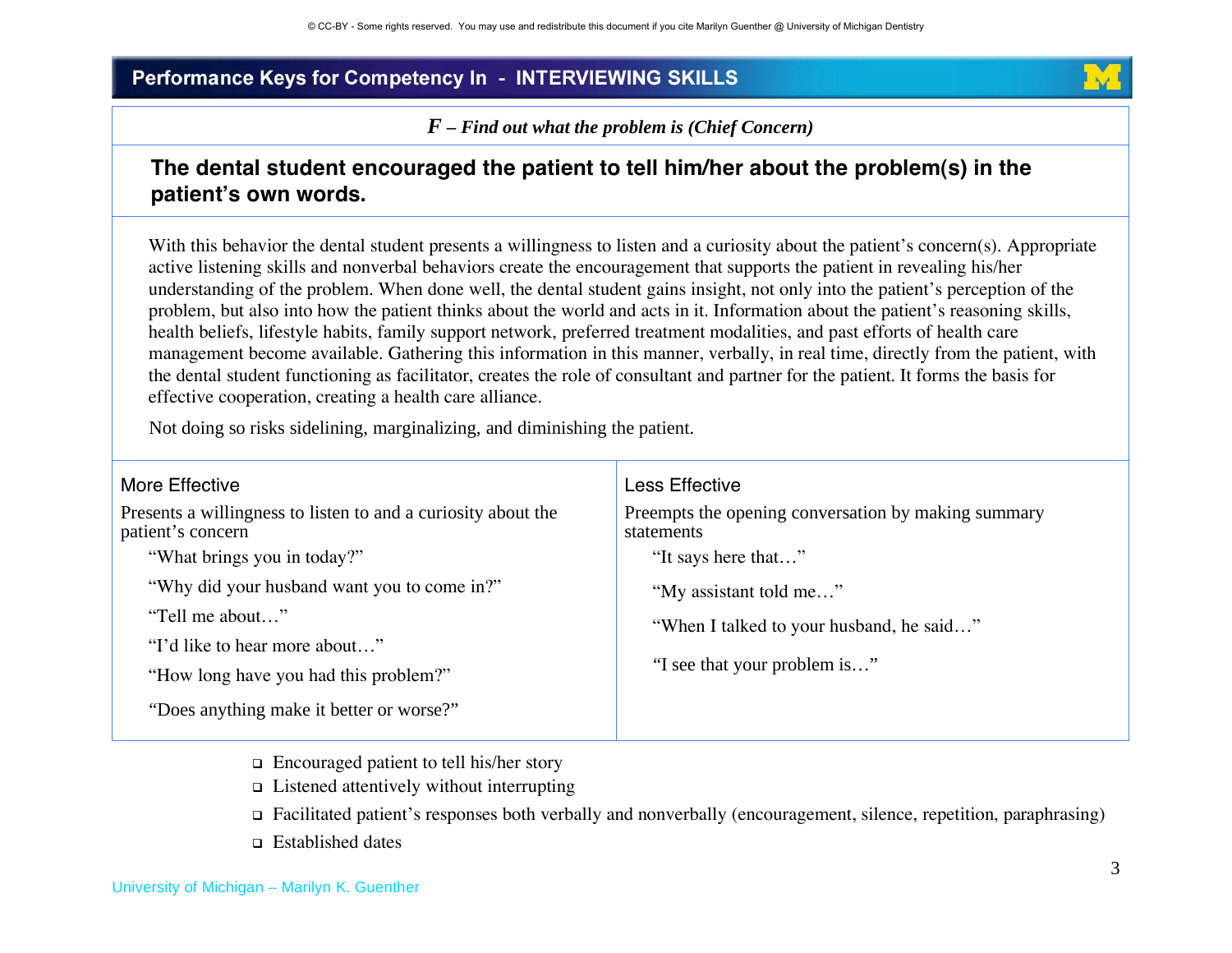# Performance Keys for Competency In - INTERVIEWING SKILLS

***F – Find out what the problem is (Chief Concern)***

## The dental student encouraged the patient to tell him/her about the problem(s) in the patient's own words.

With this behavior the dental student presents a willingness to listen and a curiosity about the patient's concern(s). Appropriate active listening skills and nonverbal behaviors create the encouragement that supports the patient in revealing his/her understanding of the problem. When done well, the dental student gains insight, not only into the patient's perception of the problem, but also into how the patient thinks about the world and acts in it. Information about the patient's reasoning skills, health beliefs, lifestyle habits, family support network, preferred treatment modalities, and past efforts of health care management become available. Gathering this information in this manner, verbally, in real time, directly from the patient, with the dental student functioning as facilitator, creates the role of consultant and partner for the patient. It forms the basis for effective cooperation, creating a health care alliance.

Not doing so risks sidelining, marginalizing, and diminishing the patient.

| More Effective | Less Effective |
|---|---|
| Presents a willingness to listen and a curiosity about the patient's concern | Preempts the opening conversation by making summary statements |
| "What brings you in today?" | "It says here that…" |
| "Why did your husband want you to come in?" | "My assistant told me…" |
| "Tell me about…" | "When I talked to your husband, he said…" |
| "I'd like to hear more about…" | "I see that your problem is…" |
| "How long have you had this problem?" | |
| "Does anything make it better or worse?" | |

- ❑ Encouraged patient to tell his/her story
- ❑ Listened attentively without interrupting
- ❑ Facilitated patient's responses both verbally and nonverbally (encouragement, silence, repetition, paraphrasing)
- ❑ Established dates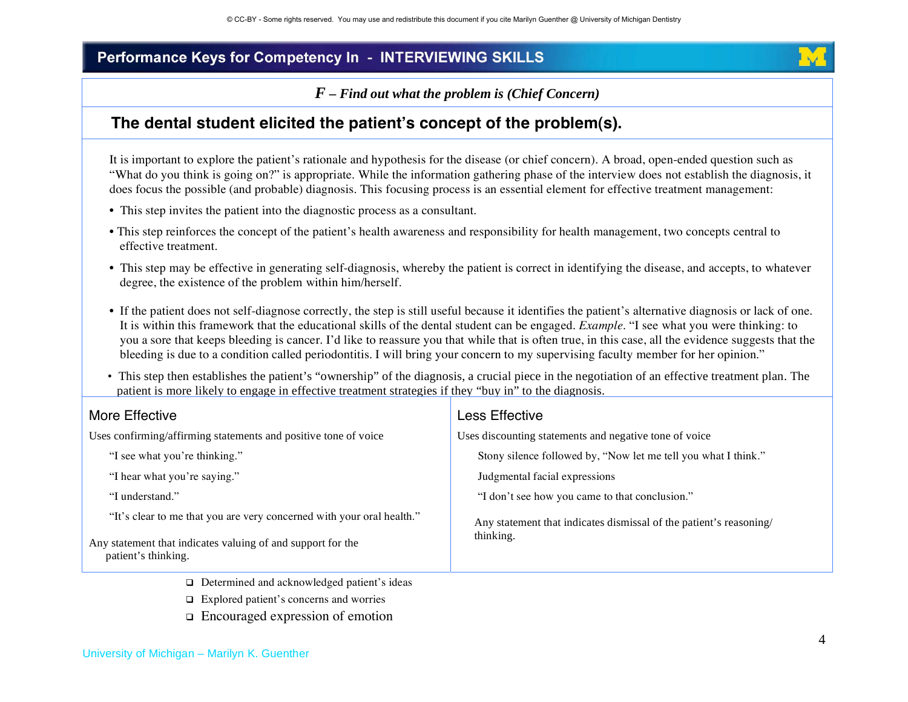## Performance Keys for Competency In - INTERVIEWING SKILLS

***F* – Find out what the problem is (Chief Concern)**

### The dental student elicited the patient's concept of the problem(s).

It is important to explore the patient's rationale and hypothesis for the disease (or chief concern). A broad, open-ended question such as "What do you think is going on?" is appropriate. While the information gathering phase of the interview does not establish the diagnosis, it does focus the possible (and probable) diagnosis. This focusing process is an essential element for effective treatment management:

- This step invites the patient into the diagnostic process as a consultant.
- This step reinforces the concept of the patient's health awareness and responsibility for health management, two concepts central to effective treatment.
- This step may be effective in generating self-diagnosis, whereby the patient is correct in identifying the disease, and accepts, to whatever degree, the existence of the problem within him/herself.
- If the patient does not self-diagnose correctly, the step is still useful because it identifies the patient's alternative diagnosis or lack of one. It is within this framework that the educational skills of the dental student can be engaged. *Example*. "I see what you were thinking: to you a sore that keeps bleeding is cancer. I'd like to reassure you that while that is often true, in this case, all the evidence suggests that the bleeding is due to a condition called periodontitis. I will bring your concern to my supervising faculty member for her opinion."
- This step then establishes the patient's "ownership" of the diagnosis, a crucial piece in the negotiation of an effective treatment plan. The patient is more likely to engage in effective treatment strategies if they "buy in" to the diagnosis.

| More Effective | Less Effective |
|---|---|
| Uses confirming/affirming statements and positive tone of voice | Uses discounting statements and negative tone of voice |
| "I see what you're thinking." | Stony silence followed by, "Now let me tell you what I think." |
| "I hear what you're saying." | Judgmental facial expressions |
| "I understand." | "I don't see how you came to that conclusion." |
| "It's clear to me that you are very concerned with your oral health." | Any statement that indicates dismissal of the patient's reasoning/ thinking. |
| Any statement that indicates valuing of and support for the patient's thinking. | |

- ❑ Determined and acknowledged patient's ideas
- ❑ Explored patient's concerns and worries
- ❑ Encouraged expression of emotion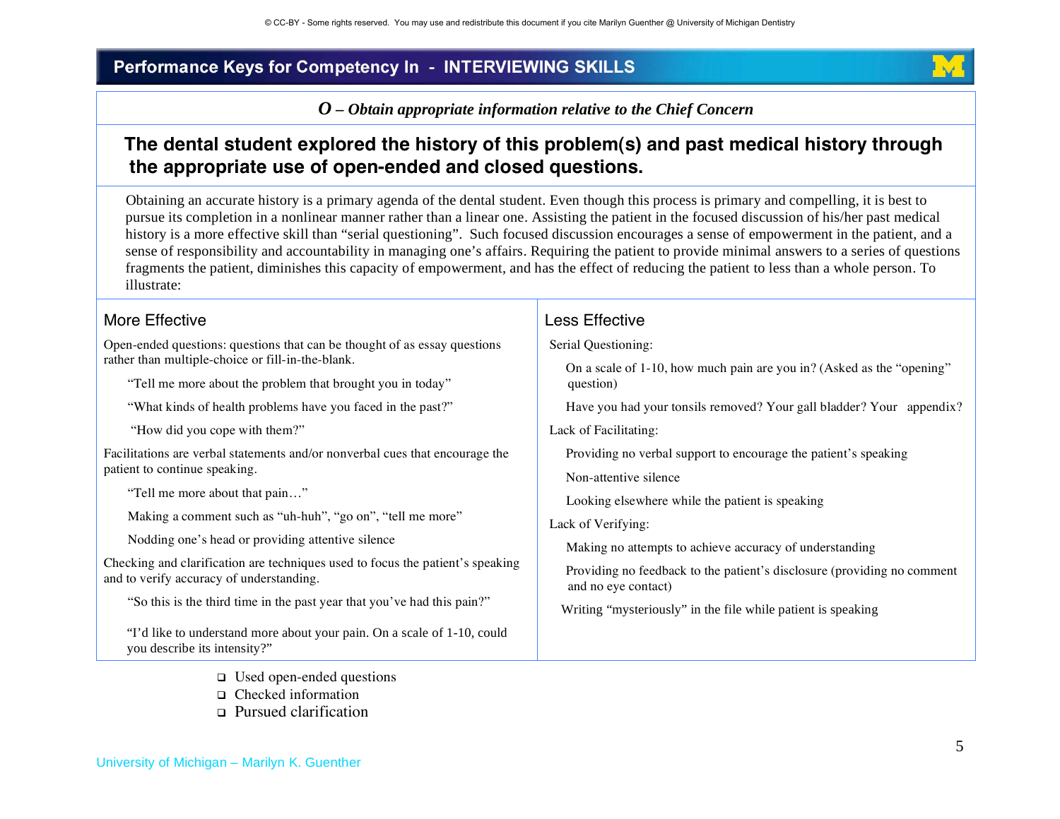## Performance Keys for Competency In - INTERVIEWING SKILLS

***O – Obtain appropriate information relative to the Chief Concern***

### The dental student explored the history of this problem(s) and past medical history through the appropriate use of open-ended and closed questions.

Obtaining an accurate history is a primary agenda of the dental student. Even though this process is primary and compelling, it is best to pursue its completion in a nonlinear manner rather than a linear one. Assisting the patient in the focused discussion of his/her past medical history is a more effective skill than "serial questioning". Such focused discussion encourages a sense of empowerment in the patient, and a sense of responsibility and accountability in managing one's affairs. Requiring the patient to provide minimal answers to a series of questions fragments the patient, diminishes this capacity of empowerment, and has the effect of reducing the patient to less than a whole person. To illustrate:

| More Effective | Less Effective |
|---|---|
| Open-ended questions: questions that can be thought of as essay questions rather than multiple-choice or fill-in-the-blank.<br>"Tell me more about the problem that brought you in today"<br>"What kinds of health problems have you faced in the past?"<br>"How did you cope with them?"<br>Facilitations are verbal statements and/or nonverbal cues that encourage the patient to continue speaking.<br>"Tell me more about that pain…"<br>Making a comment such as "uh-huh", "go on", "tell me more"<br>Nodding one's head or providing attentive silence<br>Checking and clarification are techniques used to focus the patient's speaking and to verify accuracy of understanding.<br>"So this is the third time in the past year that you've had this pain?"<br>"I'd like to understand more about your pain. On a scale of 1-10, could you describe its intensity?" | Serial Questioning:<br>On a scale of 1-10, how much pain are you in? (Asked as the "opening" question)<br>Have you had your tonsils removed? Your gall bladder? Your appendix?<br>Lack of Facilitating:<br>Providing no verbal support to encourage the patient's speaking<br>Non-attentive silence<br>Looking elsewhere while the patient is speaking<br>Lack of Verifying:<br>Making no attempts to achieve accuracy of understanding<br>Providing no feedback to the patient's disclosure (providing no comment and no eye contact)<br>Writing "mysteriously" in the file while patient is speaking |

- ☐ Used open-ended questions
- ☐ Checked information
- ☐ Pursued clarification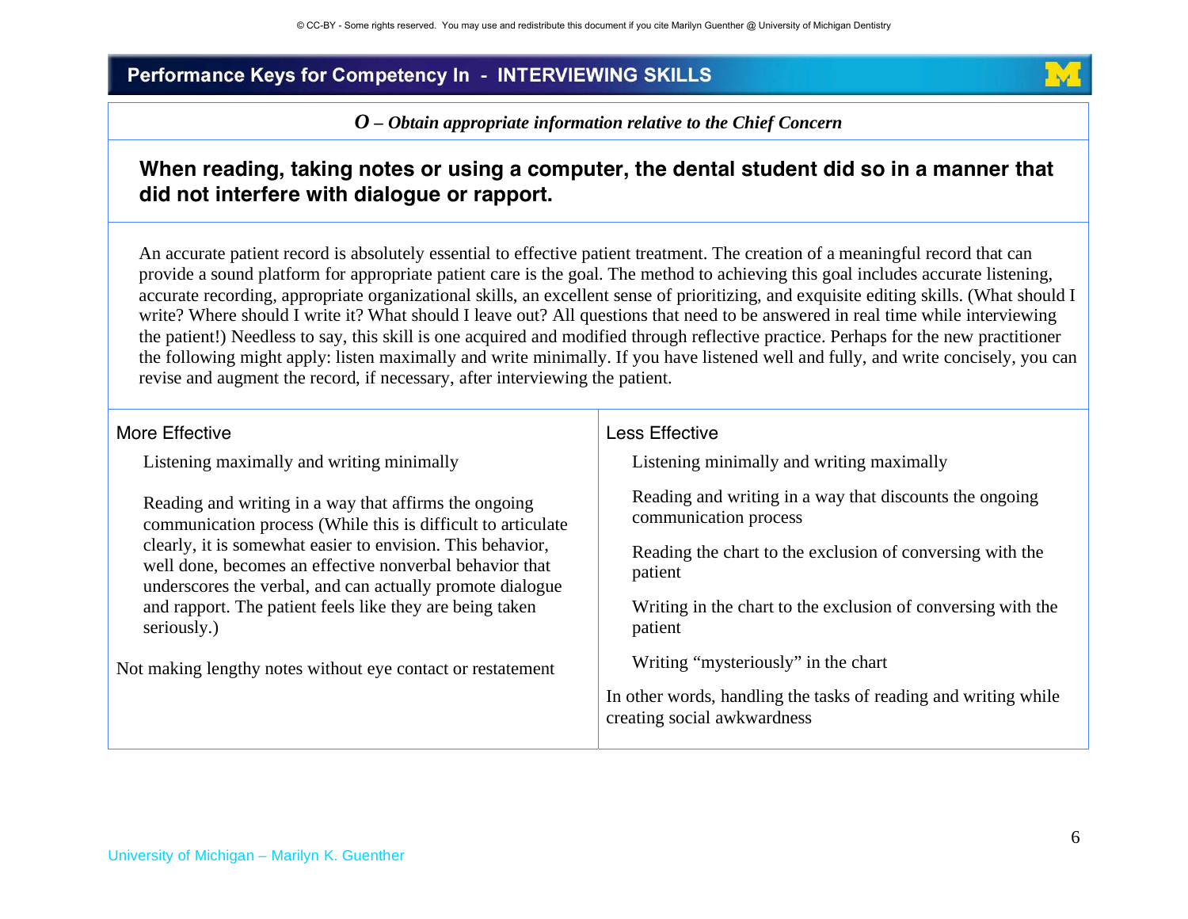## Performance Keys for Competency In - INTERVIEWING SKILLS

***O – Obtain appropriate information relative to the Chief Concern***

### When reading, taking notes or using a computer, the dental student did so in a manner that did not interfere with dialogue or rapport.

An accurate patient record is absolutely essential to effective patient treatment. The creation of a meaningful record that can provide a sound platform for appropriate patient care is the goal. The method to achieving this goal includes accurate listening, accurate recording, appropriate organizational skills, an excellent sense of prioritizing, and exquisite editing skills. (What should I write? Where should I write it? What should I leave out? All questions that need to be answered in real time while interviewing the patient!) Needless to say, this skill is one acquired and modified through reflective practice. Perhaps for the new practitioner the following might apply: listen maximally and write minimally. If you have listened well and fully, and write concisely, you can revise and augment the record, if necessary, after interviewing the patient.

| More Effective | Less Effective |
|---|---|
| Listening maximally and writing minimally<br><br>Reading and writing in a way that affirms the ongoing communication process (While this is difficult to articulate clearly, it is somewhat easier to envision. This behavior, well done, becomes an effective nonverbal behavior that underscores the verbal, and can actually promote dialogue and rapport. The patient feels like they are being taken seriously.)<br><br>Not making lengthy notes without eye contact or restatement | Listening minimally and writing maximally<br><br>Reading and writing in a way that discounts the ongoing communication process<br><br>Reading the chart to the exclusion of conversing with the patient<br><br>Writing in the chart to the exclusion of conversing with the patient<br><br>Writing "mysteriously" in the chart<br><br>In other words, handling the tasks of reading and writing while creating social awkwardness |

University of Michigan – Marilyn K. Guenther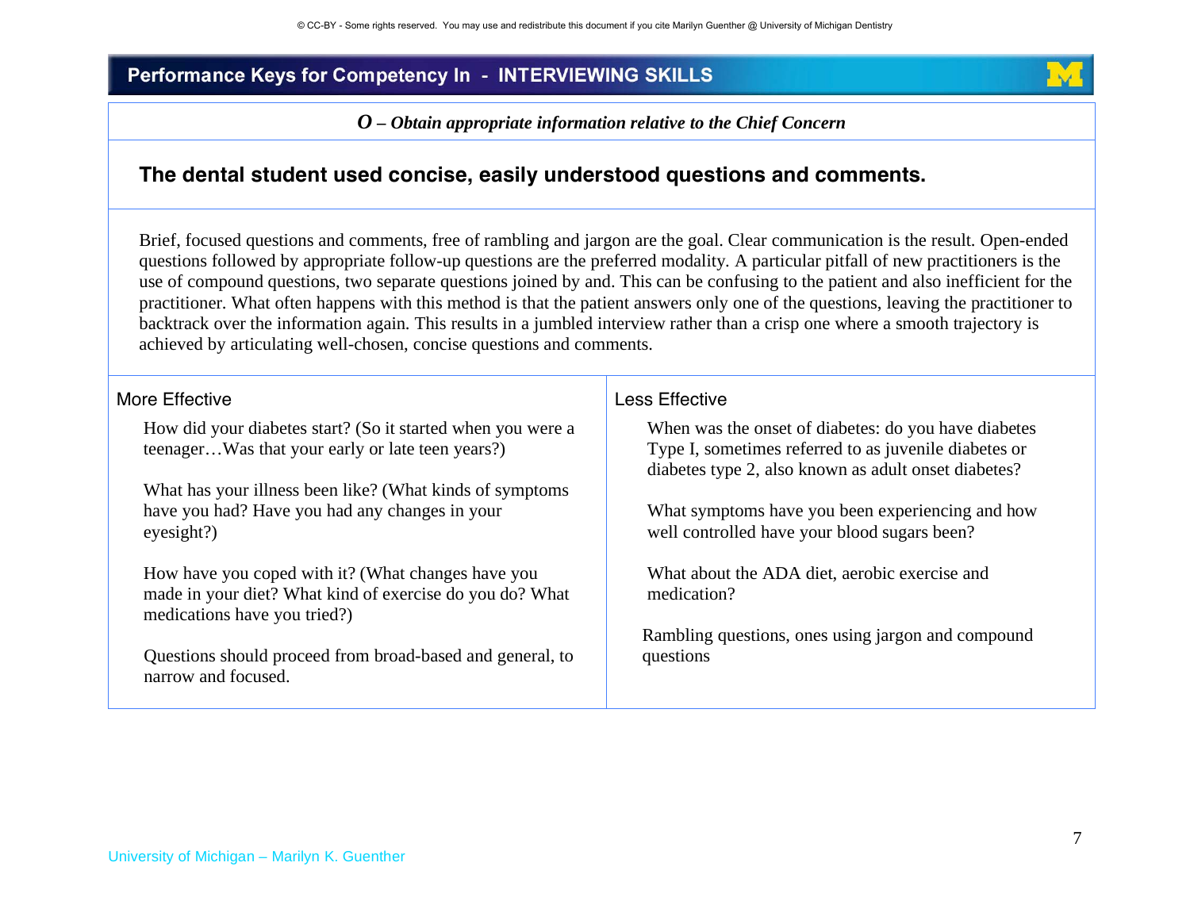## Performance Keys for Competency In - INTERVIEWING SKILLS

***O – Obtain appropriate information relative to the Chief Concern***

### The dental student used concise, easily understood questions and comments.

Brief, focused questions and comments, free of rambling and jargon are the goal. Clear communication is the result. Open-ended questions followed by appropriate follow-up questions are the preferred modality. A particular pitfall of new practitioners is the use of compound questions, two separate questions joined by and. This can be confusing to the patient and also inefficient for the practitioner. What often happens with this method is that the patient answers only one of the questions, leaving the practitioner to backtrack over the information again. This results in a jumbled interview rather than a crisp one where a smooth trajectory is achieved by articulating well-chosen, concise questions and comments.

| More Effective | Less Effective |
|---|---|
| How did your diabetes start? (So it started when you were a teenager…Was that your early or late teen years?) | When was the onset of diabetes: do you have diabetes Type I, sometimes referred to as juvenile diabetes or diabetes type 2, also known as adult onset diabetes? |
| What has your illness been like? (What kinds of symptoms have you had? Have you had any changes in your eyesight?) | What symptoms have you been experiencing and how well controlled have your blood sugars been? |
| How have you coped with it? (What changes have you made in your diet? What kind of exercise do you do? What medications have you tried?) | What about the ADA diet, aerobic exercise and medication? |
| Questions should proceed from broad-based and general, to narrow and focused. | Rambling questions, ones using jargon and compound questions |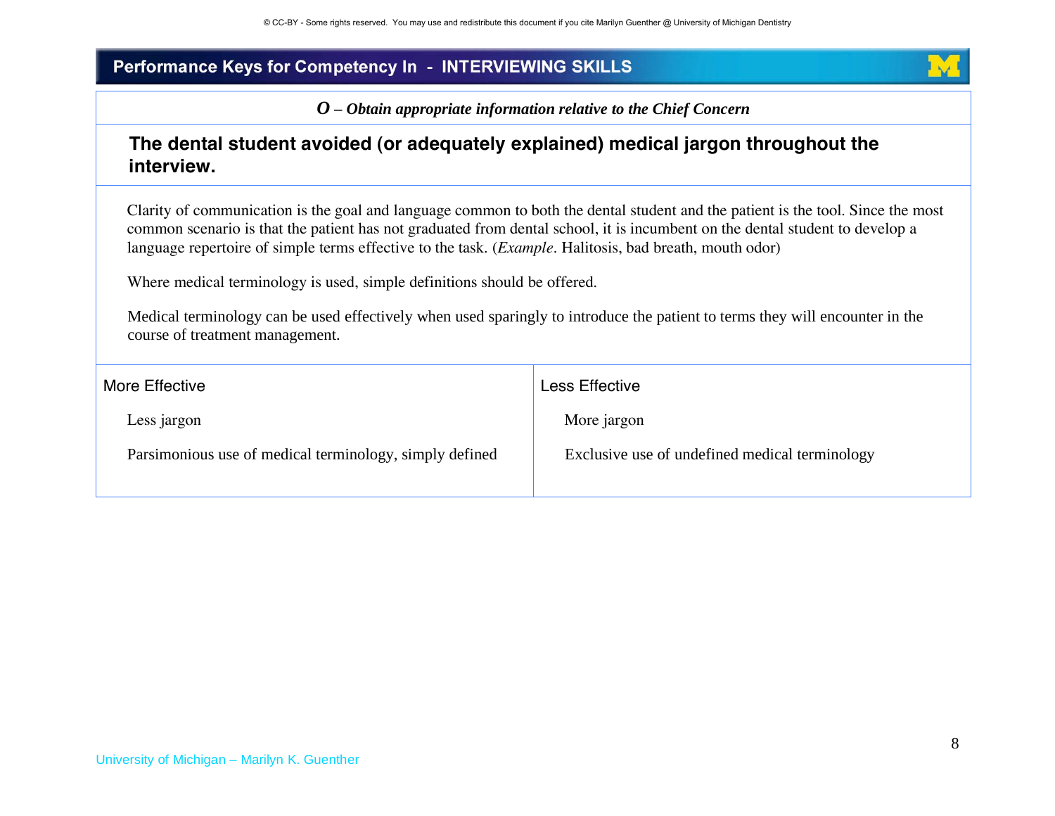## Performance Keys for Competency In - INTERVIEWING SKILLS

***O – Obtain appropriate information relative to the Chief Concern***

### The dental student avoided (or adequately explained) medical jargon throughout the interview.

Clarity of communication is the goal and language common to both the dental student and the patient is the tool. Since the most common scenario is that the patient has not graduated from dental school, it is incumbent on the dental student to develop a language repertoire of simple terms effective to the task. (*Example*. Halitosis, bad breath, mouth odor)

Where medical terminology is used, simple definitions should be offered.

Medical terminology can be used effectively when used sparingly to introduce the patient to terms they will encounter in the course of treatment management.

| More Effective | Less Effective |
|---|---|
| Less jargon | More jargon |
| Parsimonious use of medical terminology, simply defined | Exclusive use of undefined medical terminology |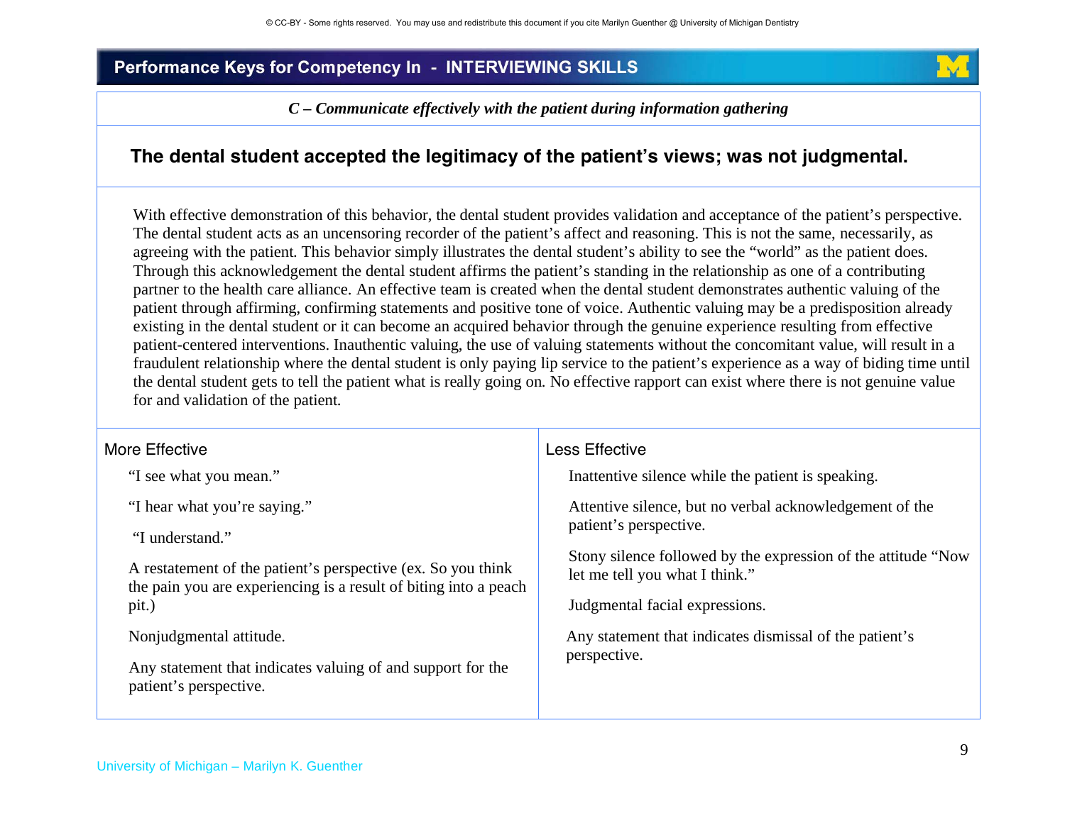© CC-BY - Some rights reserved. You may use and redistribute this document if you cite Marilyn Guenther @ University of Michigan Dentistry

## Performance Keys for Competency In - INTERVIEWING SKILLS

*C – Communicate effectively with the patient during information gathering*

### The dental student accepted the legitimacy of the patient's views; was not judgmental.

With effective demonstration of this behavior, the dental student provides validation and acceptance of the patient's perspective. The dental student acts as an uncensoring recorder of the patient's affect and reasoning. This is not the same, necessarily, as agreeing with the patient. This behavior simply illustrates the dental student's ability to see the "world" as the patient does. Through this acknowledgement the dental student affirms the patient's standing in the relationship as one of a contributing partner to the health care alliance. An effective team is created when the dental student demonstrates authentic valuing of the patient through affirming, confirming statements and positive tone of voice. Authentic valuing may be a predisposition already existing in the dental student or it can become an acquired behavior through the genuine experience resulting from effective patient-centered interventions. Inauthentic valuing, the use of valuing statements without the concomitant value, will result in a fraudulent relationship where the dental student is only paying lip service to the patient's experience as a way of biding time until the dental student gets to tell the patient what is really going on. No effective rapport can exist where there is not genuine value for and validation of the patient.

| More Effective | Less Effective |
|---|---|
| "I see what you mean." | Inattentive silence while the patient is speaking. |
| "I hear what you're saying." | Attentive silence, but no verbal acknowledgement of the patient's perspective. |
| "I understand." | Stony silence followed by the expression of the attitude "Now let me tell you what I think." |
| A restatement of the patient's perspective (ex. So you think the pain you are experiencing is a result of biting into a peach pit.) | Judgmental facial expressions. |
| Nonjudgmental attitude. | Any statement that indicates dismissal of the patient's perspective. |
| Any statement that indicates valuing of and support for the patient's perspective. | |

University of Michigan – Marilyn K. Guenther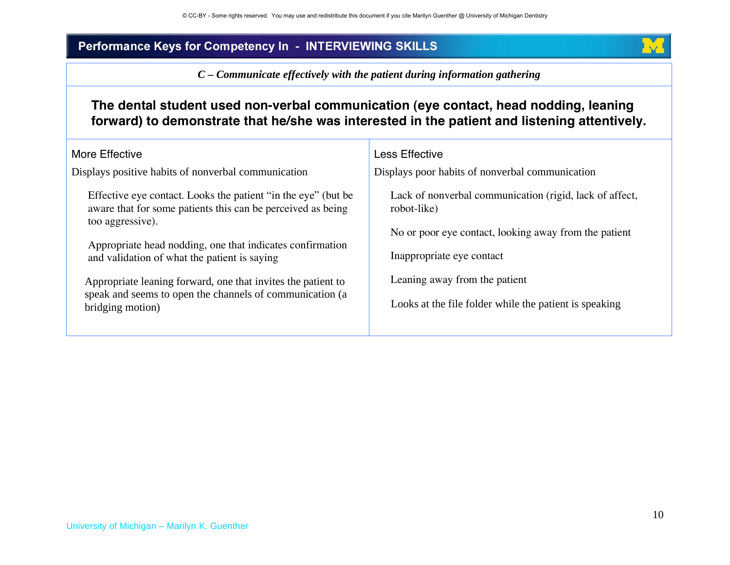# Performance Keys for Competency In - INTERVIEWING SKILLS

*C – Communicate effectively with the patient during information gathering*

**The dental student used non-verbal communication (eye contact, head nodding, leaning forward) to demonstrate that he/she was interested in the patient and listening attentively.**

| More Effective | Less Effective |
|---|---|
| Displays positive habits of nonverbal communication | Displays poor habits of nonverbal communication |
| Effective eye contact. Looks the patient "in the eye" (but be aware that for some patients this can be perceived as being too aggressive). | Lack of nonverbal communication (rigid, lack of affect, robot-like) |
| Appropriate head nodding, one that indicates confirmation and validation of what the patient is saying | No or poor eye contact, looking away from the patient |
| Appropriate leaning forward, one that invites the patient to speak and seems to open the channels of communication (a bridging motion) | Inappropriate eye contact |
| | Leaning away from the patient |
| | Looks at the file folder while the patient is speaking |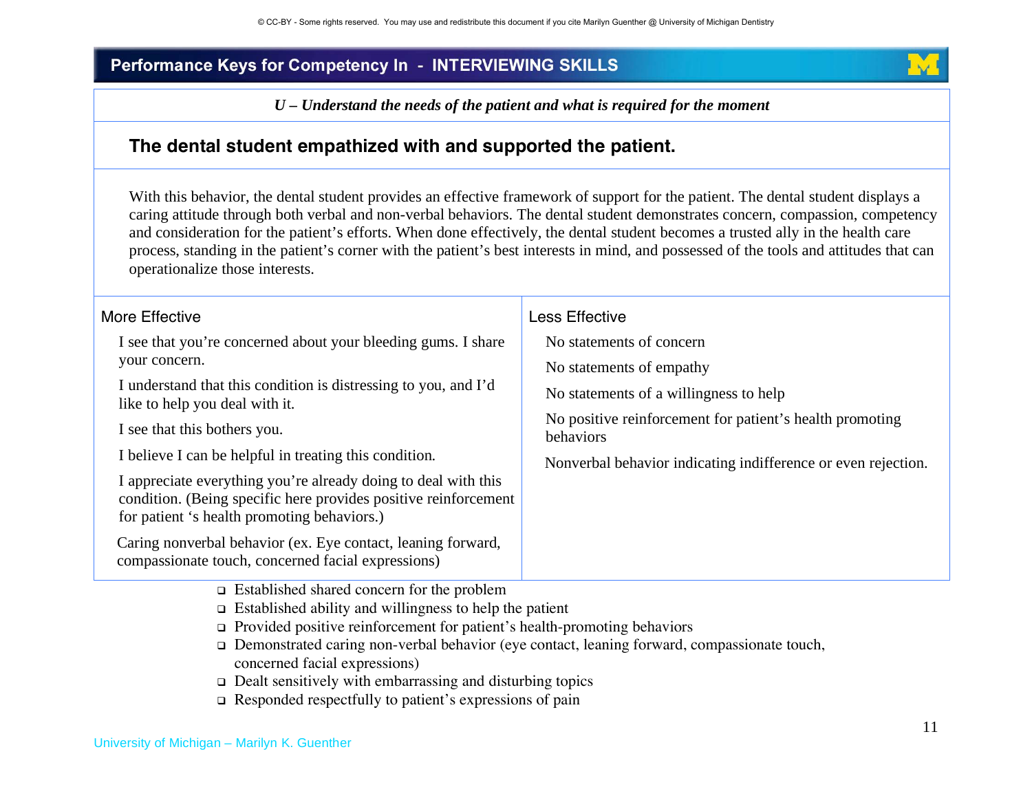## Performance Keys for Competency In - INTERVIEWING SKILLS

*U – Understand the needs of the patient and what is required for the moment*

### The dental student empathized with and supported the patient.

With this behavior, the dental student provides an effective framework of support for the patient. The dental student displays a caring attitude through both verbal and non-verbal behaviors. The dental student demonstrates concern, compassion, competency and consideration for the patient's efforts. When done effectively, the dental student becomes a trusted ally in the health care process, standing in the patient's corner with the patient's best interests in mind, and possessed of the tools and attitudes that can operationalize those interests.

| More Effective | Less Effective |
|---|---|
| I see that you're concerned about your bleeding gums. I share your concern. | No statements of concern |
| I understand that this condition is distressing to you, and I'd like to help you deal with it. | No statements of empathy |
| I see that this bothers you. | No statements of a willingness to help |
| I believe I can be helpful in treating this condition. | No positive reinforcement for patient's health promoting behaviors |
| I appreciate everything you're already doing to deal with this condition. (Being specific here provides positive reinforcement for patient 's health promoting behaviors.) | Nonverbal behavior indicating indifference or even rejection. |
| Caring nonverbal behavior (ex. Eye contact, leaning forward, compassionate touch, concerned facial expressions) | |

- ❑ Established shared concern for the problem
- ❑ Established ability and willingness to help the patient
- ❑ Provided positive reinforcement for patient's health-promoting behaviors
- ❑ Demonstrated caring non-verbal behavior (eye contact, leaning forward, compassionate touch, concerned facial expressions)
- ❑ Dealt sensitively with embarrassing and disturbing topics
- ❑ Responded respectfully to patient's expressions of pain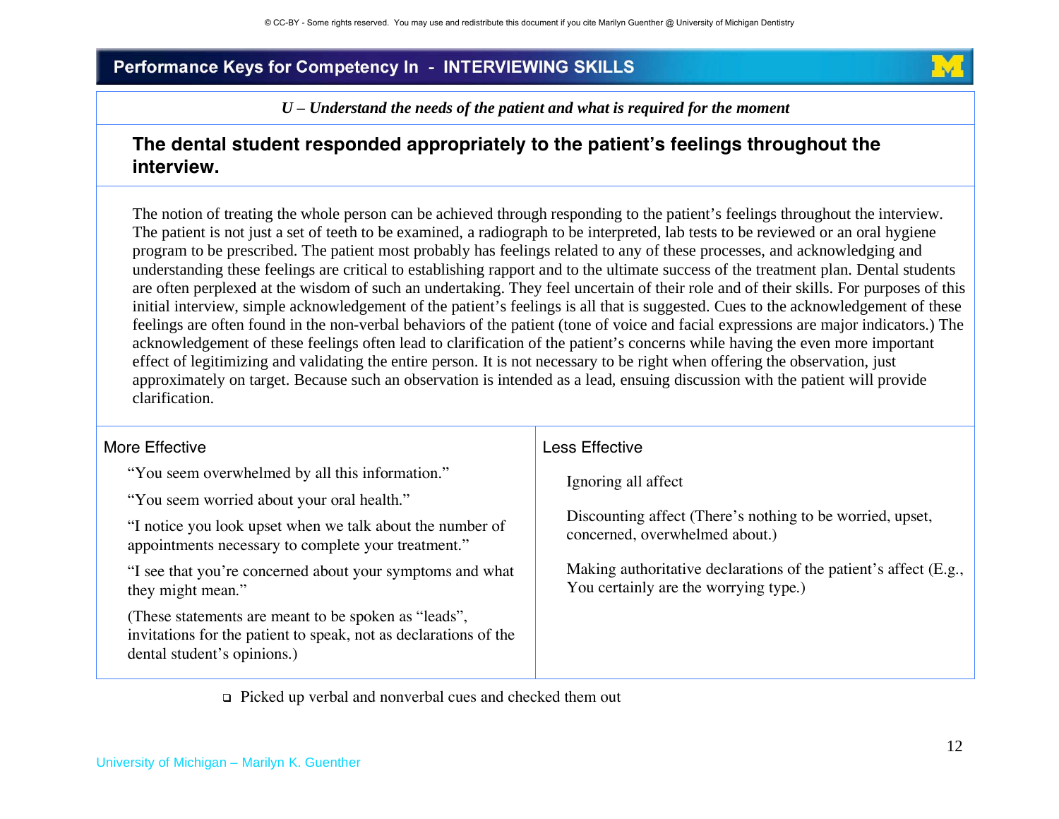© CC-BY - Some rights reserved. You may use and redistribute this document if you cite Marilyn Guenther @ University of Michigan Dentistry

## Performance Keys for Competency In - INTERVIEWING SKILLS

*U – Understand the needs of the patient and what is required for the moment*

### The dental student responded appropriately to the patient's feelings throughout the interview.

The notion of treating the whole person can be achieved through responding to the patient's feelings throughout the interview. The patient is not just a set of teeth to be examined, a radiograph to be interpreted, lab tests to be reviewed or an oral hygiene program to be prescribed. The patient most probably has feelings related to any of these processes, and acknowledging and understanding these feelings are critical to establishing rapport and to the ultimate success of the treatment plan. Dental students are often perplexed at the wisdom of such an undertaking. They feel uncertain of their role and of their skills. For purposes of this initial interview, simple acknowledgement of the patient's feelings is all that is suggested. Cues to the acknowledgement of these feelings are often found in the non-verbal behaviors of the patient (tone of voice and facial expressions are major indicators.) The acknowledgement of these feelings often lead to clarification of the patient's concerns while having the even more important effect of legitimizing and validating the entire person. It is not necessary to be right when offering the observation, just approximately on target. Because such an observation is intended as a lead, ensuing discussion with the patient will provide clarification.

| More Effective | Less Effective |
|---|---|
| "You seem overwhelmed by all this information."<br><br>"You seem worried about your oral health."<br><br>"I notice you look upset when we talk about the number of appointments necessary to complete your treatment."<br><br>"I see that you're concerned about your symptoms and what they might mean."<br><br>(These statements are meant to be spoken as "leads", invitations for the patient to speak, not as declarations of the dental student's opinions.) | Ignoring all affect<br><br>Discounting affect (There's nothing to be worried, upset, concerned, overwhelmed about.)<br><br>Making authoritative declarations of the patient's affect (E.g., You certainly are the worrying type.) |

- ☐ Picked up verbal and nonverbal cues and checked them out

University of Michigan – Marilyn K. Guenther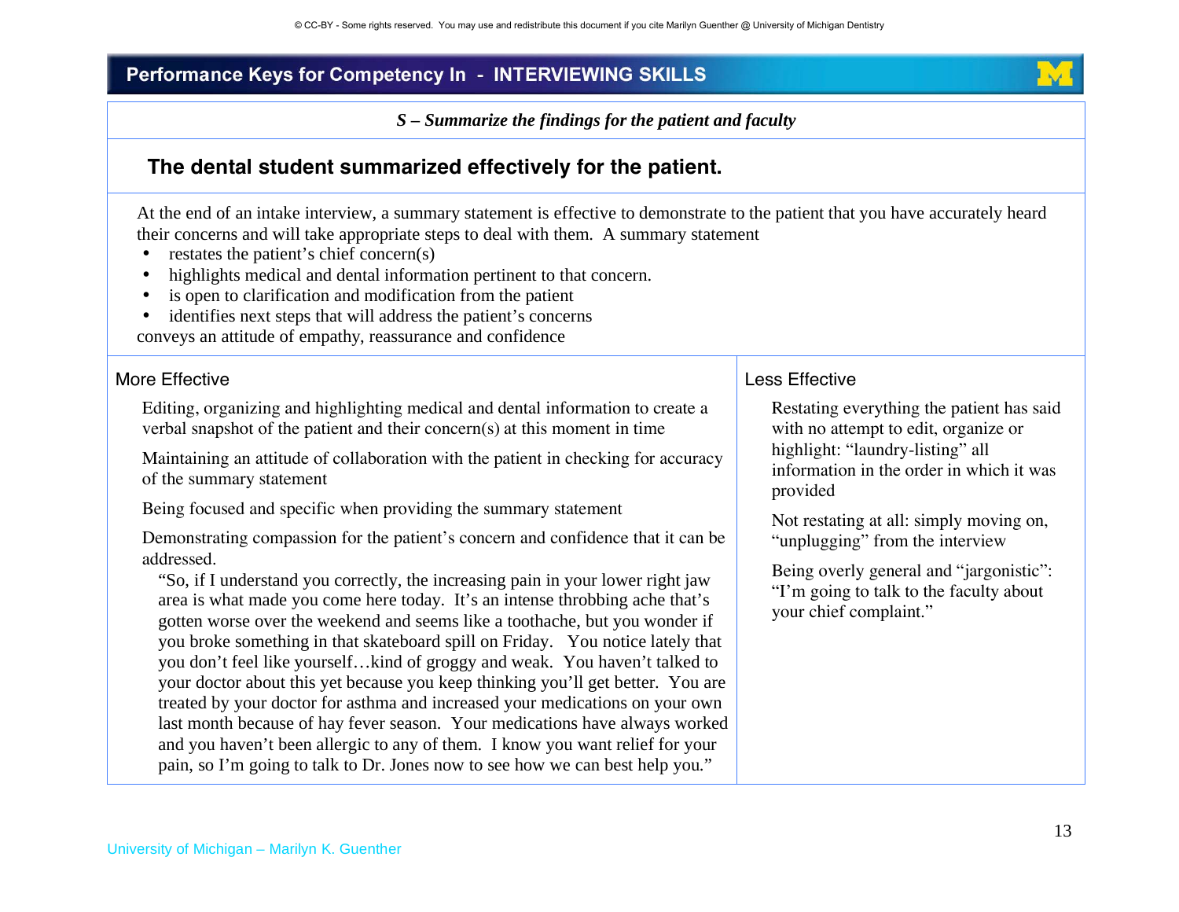## Performance Keys for Competency In - INTERVIEWING SKILLS

*S – Summarize the findings for the patient and faculty*

### The dental student summarized effectively for the patient.

At the end of an intake interview, a summary statement is effective to demonstrate to the patient that you have accurately heard their concerns and will take appropriate steps to deal with them. A summary statement

- restates the patient's chief concern(s)
- highlights medical and dental information pertinent to that concern.
- is open to clarification and modification from the patient
- identifies next steps that will address the patient's concerns

conveys an attitude of empathy, reassurance and confidence

| More Effective | Less Effective |
|---|---|
| Editing, organizing and highlighting medical and dental information to create a verbal snapshot of the patient and their concern(s) at this moment in time<br><br>Maintaining an attitude of collaboration with the patient in checking for accuracy of the summary statement<br><br>Being focused and specific when providing the summary statement<br><br>Demonstrating compassion for the patient's concern and confidence that it can be addressed.<br>"So, if I understand you correctly, the increasing pain in your lower right jaw area is what made you come here today. It's an intense throbbing ache that's gotten worse over the weekend and seems like a toothache, but you wonder if you broke something in that skateboard spill on Friday. You notice lately that you don't feel like yourself…kind of groggy and weak. You haven't talked to your doctor about this yet because you keep thinking you'll get better. You are treated by your doctor for asthma and increased your medications on your own last month because of hay fever season. Your medications have always worked and you haven't been allergic to any of them. I know you want relief for your pain, so I'm going to talk to Dr. Jones now to see how we can best help you." | Restating everything the patient has said with no attempt to edit, organize or highlight: "laundry-listing" all information in the order in which it was provided<br><br>Not restating at all: simply moving on, "unplugging" from the interview<br><br>Being overly general and "jargonistic": "I'm going to talk to the faculty about your chief complaint." |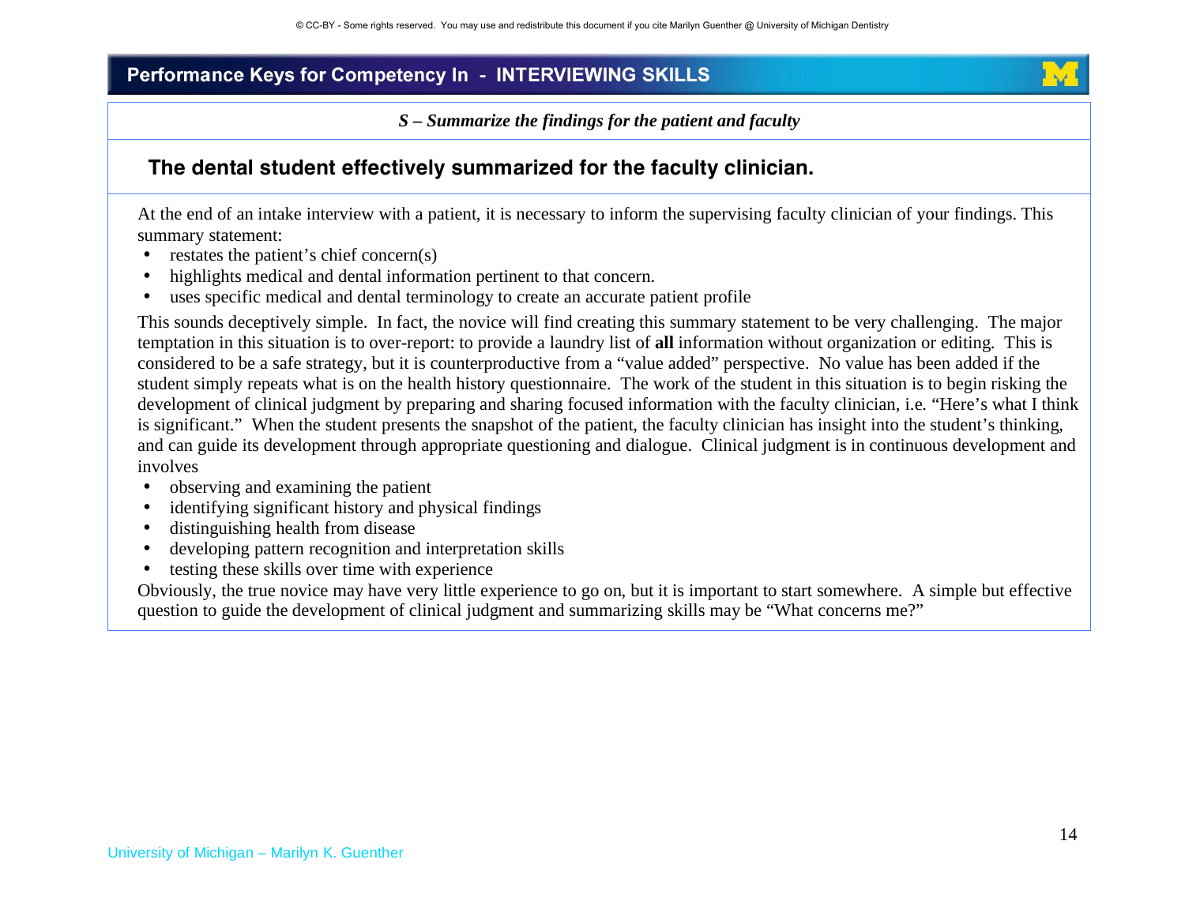## Performance Keys for Competency In - INTERVIEWING SKILLS

***S – Summarize the findings for the patient and faculty***

### The dental student effectively summarized for the faculty clinician.

At the end of an intake interview with a patient, it is necessary to inform the supervising faculty clinician of your findings. This summary statement:

- restates the patient's chief concern(s)
- highlights medical and dental information pertinent to that concern.
- uses specific medical and dental terminology to create an accurate patient profile

This sounds deceptively simple. In fact, the novice will find creating this summary statement to be very challenging. The major temptation in this situation is to over-report: to provide a laundry list of **all** information without organization or editing. This is considered to be a safe strategy, but it is counterproductive from a "value added" perspective. No value has been added if the student simply repeats what is on the health history questionnaire. The work of the student in this situation is to begin risking the development of clinical judgment by preparing and sharing focused information with the faculty clinician, i.e. "Here's what I think is significant." When the student presents the snapshot of the patient, the faculty clinician has insight into the student's thinking, and can guide its development through appropriate questioning and dialogue. Clinical judgment is in continuous development and involves

- observing and examining the patient
- identifying significant history and physical findings
- distinguishing health from disease
- developing pattern recognition and interpretation skills
- testing these skills over time with experience

Obviously, the true novice may have very little experience to go on, but it is important to start somewhere. A simple but effective question to guide the development of clinical judgment and summarizing skills may be "What concerns me?"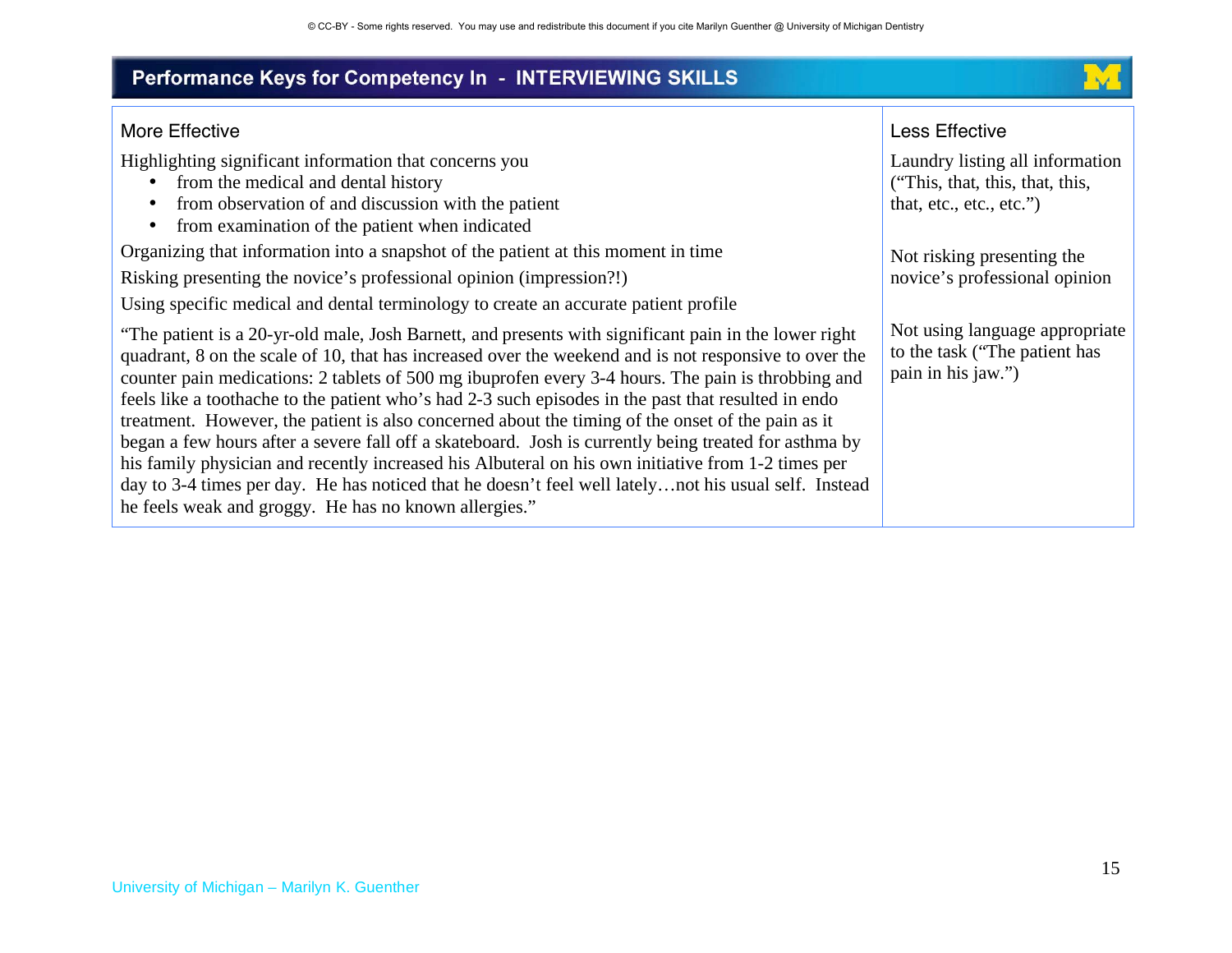## Performance Keys for Competency In - INTERVIEWING SKILLS

| More Effective | Less Effective |
|---|---|
| Highlighting significant information that concerns you<br>• from the medical and dental history<br>• from observation of and discussion with the patient<br>• from examination of the patient when indicated | Laundry listing all information ("This, that, this, that, this, that, etc., etc., etc.") |
| Organizing that information into a snapshot of the patient at this moment in time<br>Risking presenting the novice's professional opinion (impression?!) | Not risking presenting the novice's professional opinion |
| Using specific medical and dental terminology to create an accurate patient profile<br><br>"The patient is a 20-yr-old male, Josh Barnett, and presents with significant pain in the lower right quadrant, 8 on the scale of 10, that has increased over the weekend and is not responsive to over the counter pain medications: 2 tablets of 500 mg ibuprofen every 3-4 hours. The pain is throbbing and feels like a toothache to the patient who's had 2-3 such episodes in the past that resulted in endo treatment. However, the patient is also concerned about the timing of the onset of the pain as it began a few hours after a severe fall off a skateboard. Josh is currently being treated for asthma by his family physician and recently increased his Albuteral on his own initiative from 1-2 times per day to 3-4 times per day. He has noticed that he doesn't feel well lately…not his usual self. Instead he feels weak and groggy. He has no known allergies." | Not using language appropriate to the task ("The patient has pain in his jaw.") |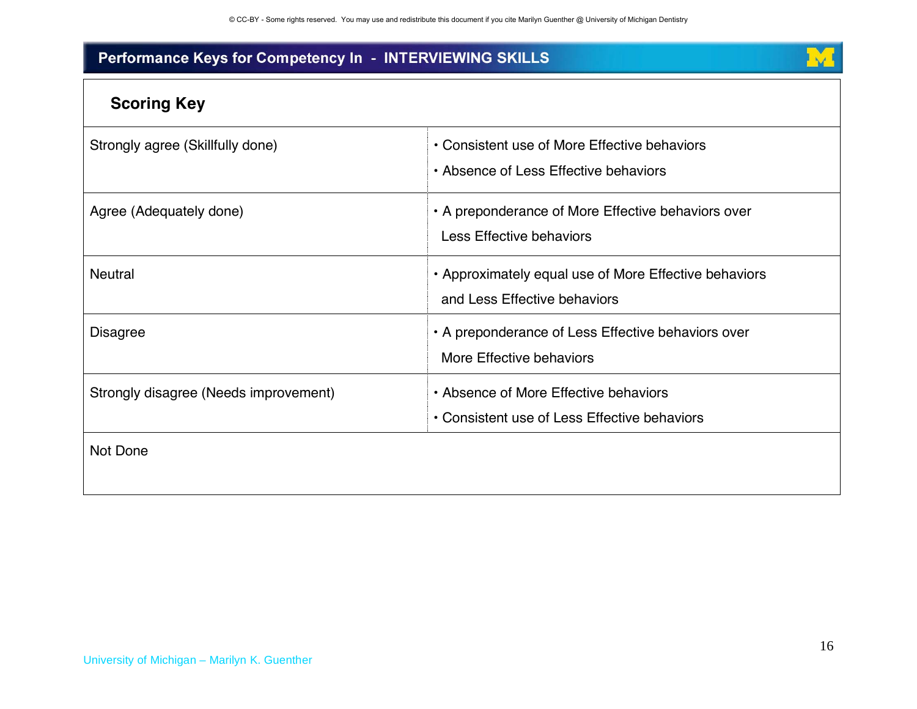## Performance Keys for Competency In - INTERVIEWING SKILLS

| **Scoring Key** | |
|---|---|
| Strongly agree (Skillfully done) | • Consistent use of More Effective behaviors<br>• Absence of Less Effective behaviors |
| Agree (Adequately done) | • A preponderance of More Effective behaviors over Less Effective behaviors |
| Neutral | • Approximately equal use of More Effective behaviors and Less Effective behaviors |
| Disagree | • A preponderance of Less Effective behaviors over More Effective behaviors |
| Strongly disagree (Needs improvement) | • Absence of More Effective behaviors<br>• Consistent use of Less Effective behaviors |
| Not Done | |